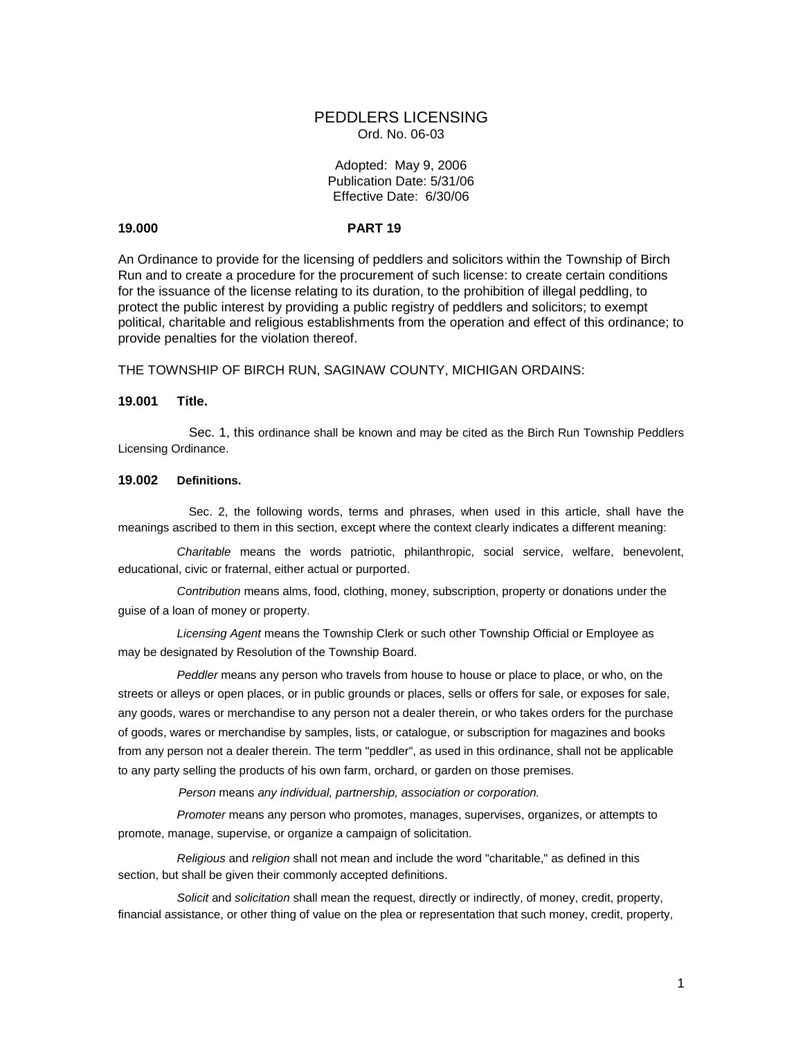# PEDDLERS LICENSING

Ord. No. 06-03

Adopted: May 9, 2006
Publication Date: 5/31/06
Effective Date: 6/30/06

**19.000 PART 19**

An Ordinance to provide for the licensing of peddlers and solicitors within the Township of Birch Run and to create a procedure for the procurement of such license: to create certain conditions for the issuance of the license relating to its duration, to the prohibition of illegal peddling, to protect the public interest by providing a public registry of peddlers and solicitors; to exempt political, charitable and religious establishments from the operation and effect of this ordinance; to provide penalties for the violation thereof.

THE TOWNSHIP OF BIRCH RUN, SAGINAW COUNTY, MICHIGAN ORDAINS:

**19.001 Title.**

Sec. 1, this ordinance shall be known and may be cited as the Birch Run Township Peddlers Licensing Ordinance.

**19.002 Definitions.**

Sec. 2, the following words, terms and phrases, when used in this article, shall have the meanings ascribed to them in this section, except where the context clearly indicates a different meaning:

*Charitable* means the words patriotic, philanthropic, social service, welfare, benevolent, educational, civic or fraternal, either actual or purported.

*Contribution* means alms, food, clothing, money, subscription, property or donations under the guise of a loan of money or property.

*Licensing Agent* means the Township Clerk or such other Township Official or Employee as may be designated by Resolution of the Township Board.

*Peddler* means any person who travels from house to house or place to place, or who, on the streets or alleys or open places, or in public grounds or places, sells or offers for sale, or exposes for sale, any goods, wares or merchandise to any person not a dealer therein, or who takes orders for the purchase of goods, wares or merchandise by samples, lists, or catalogue, or subscription for magazines and books from any person not a dealer therein. The term "peddler", as used in this ordinance, shall not be applicable to any party selling the products of his own farm, orchard, or garden on those premises.

*Person* means *any individual, partnership, association or corporation.*

*Promoter* means any person who promotes, manages, supervises, organizes, or attempts to promote, manage, supervise, or organize a campaign of solicitation.

*Religious* and *religion* shall not mean and include the word "charitable," as defined in this section, but shall be given their commonly accepted definitions.

*Solicit* and *solicitation* shall mean the request, directly or indirectly, of money, credit, property, financial assistance, or other thing of value on the plea or representation that such money, credit, property,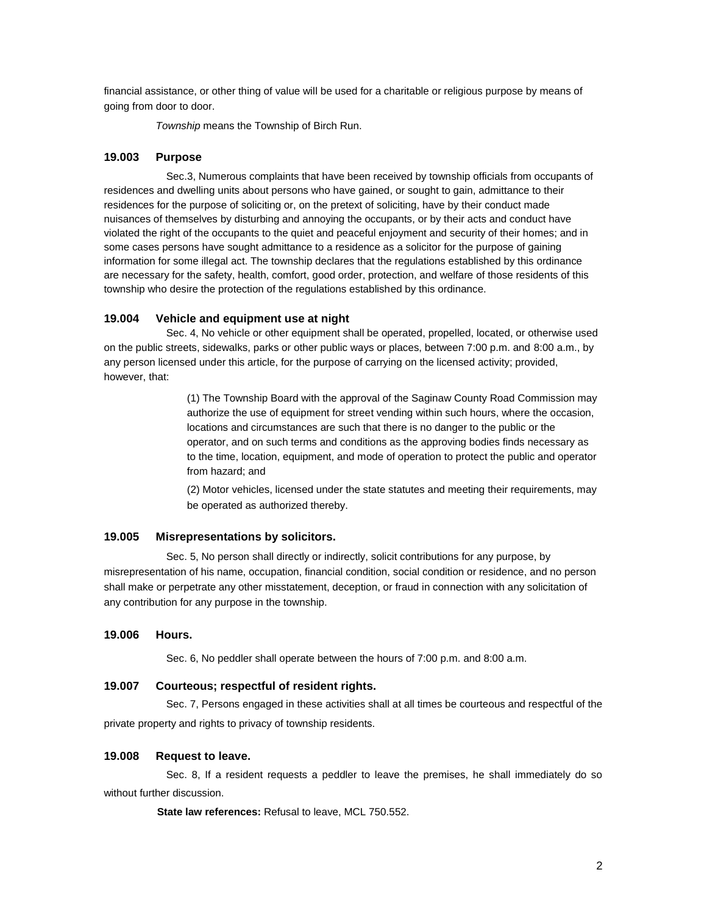financial assistance, or other thing of value will be used for a charitable or religious purpose by means of going from door to door.

*Township* means the Township of Birch Run.

### 19.003 Purpose

Sec.3, Numerous complaints that have been received by township officials from occupants of residences and dwelling units about persons who have gained, or sought to gain, admittance to their residences for the purpose of soliciting or, on the pretext of soliciting, have by their conduct made nuisances of themselves by disturbing and annoying the occupants, or by their acts and conduct have violated the right of the occupants to the quiet and peaceful enjoyment and security of their homes; and in some cases persons have sought admittance to a residence as a solicitor for the purpose of gaining information for some illegal act. The township declares that the regulations established by this ordinance are necessary for the safety, health, comfort, good order, protection, and welfare of those residents of this township who desire the protection of the regulations established by this ordinance.

### 19.004 Vehicle and equipment use at night

Sec. 4, No vehicle or other equipment shall be operated, propelled, located, or otherwise used on the public streets, sidewalks, parks or other public ways or places, between 7:00 p.m. and 8:00 a.m., by any person licensed under this article, for the purpose of carrying on the licensed activity; provided, however, that:

(1) The Township Board with the approval of the Saginaw County Road Commission may authorize the use of equipment for street vending within such hours, where the occasion, locations and circumstances are such that there is no danger to the public or the operator, and on such terms and conditions as the approving bodies finds necessary as to the time, location, equipment, and mode of operation to protect the public and operator from hazard; and

(2) Motor vehicles, licensed under the state statutes and meeting their requirements, may be operated as authorized thereby.

### 19.005 Misrepresentations by solicitors.

Sec. 5, No person shall directly or indirectly, solicit contributions for any purpose, by misrepresentation of his name, occupation, financial condition, social condition or residence, and no person shall make or perpetrate any other misstatement, deception, or fraud in connection with any solicitation of any contribution for any purpose in the township.

### 19.006 Hours.

Sec. 6, No peddler shall operate between the hours of 7:00 p.m. and 8:00 a.m.

### 19.007 Courteous; respectful of resident rights.

Sec. 7, Persons engaged in these activities shall at all times be courteous and respectful of the private property and rights to privacy of township residents.

### 19.008 Request to leave.

Sec. 8, If a resident requests a peddler to leave the premises, he shall immediately do so without further discussion.

**State law references:** Refusal to leave, MCL 750.552.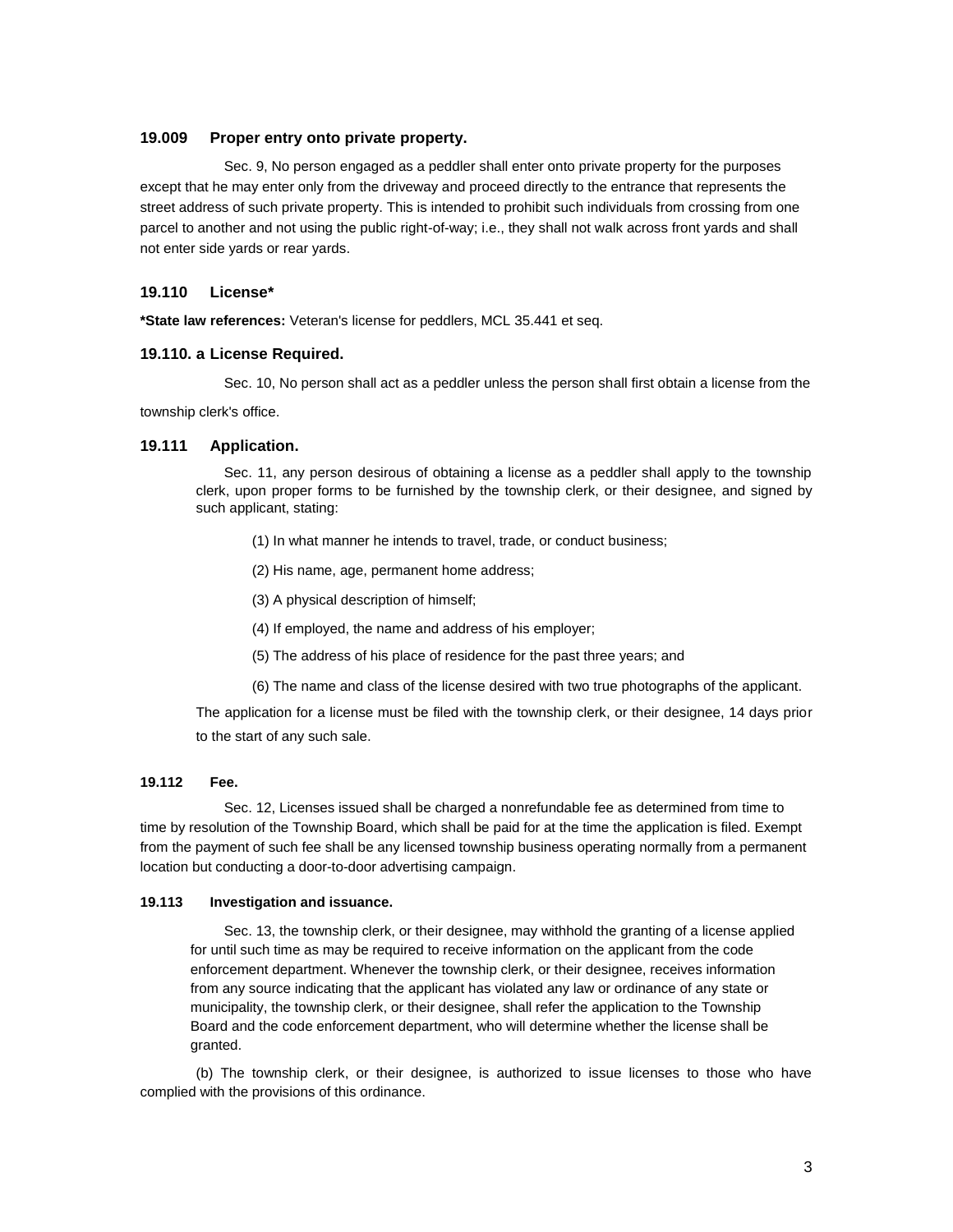### 19.009 Proper entry onto private property.

Sec. 9, No person engaged as a peddler shall enter onto private property for the purposes except that he may enter only from the driveway and proceed directly to the entrance that represents the street address of such private property. This is intended to prohibit such individuals from crossing from one parcel to another and not using the public right-of-way; i.e., they shall not walk across front yards and shall not enter side yards or rear yards.

### 19.110 License*

**\*State law references:** Veteran's license for peddlers, MCL 35.441 et seq.

### 19.110. a License Required.

Sec. 10, No person shall act as a peddler unless the person shall first obtain a license from the township clerk's office.

### 19.111 Application.

Sec. 11, any person desirous of obtaining a license as a peddler shall apply to the township clerk, upon proper forms to be furnished by the township clerk, or their designee, and signed by such applicant, stating:

(1) In what manner he intends to travel, trade, or conduct business;

(2) His name, age, permanent home address;

(3) A physical description of himself;

(4) If employed, the name and address of his employer;

(5) The address of his place of residence for the past three years; and

(6) The name and class of the license desired with two true photographs of the applicant.

The application for a license must be filed with the township clerk, or their designee, 14 days prior to the start of any such sale.

#### 19.112 Fee.

Sec. 12, Licenses issued shall be charged a nonrefundable fee as determined from time to time by resolution of the Township Board, which shall be paid for at the time the application is filed. Exempt from the payment of such fee shall be any licensed township business operating normally from a permanent location but conducting a door-to-door advertising campaign.

#### 19.113 Investigation and issuance.

Sec. 13, the township clerk, or their designee, may withhold the granting of a license applied for until such time as may be required to receive information on the applicant from the code enforcement department. Whenever the township clerk, or their designee, receives information from any source indicating that the applicant has violated any law or ordinance of any state or municipality, the township clerk, or their designee, shall refer the application to the Township Board and the code enforcement department, who will determine whether the license shall be granted.

(b) The township clerk, or their designee, is authorized to issue licenses to those who have complied with the provisions of this ordinance.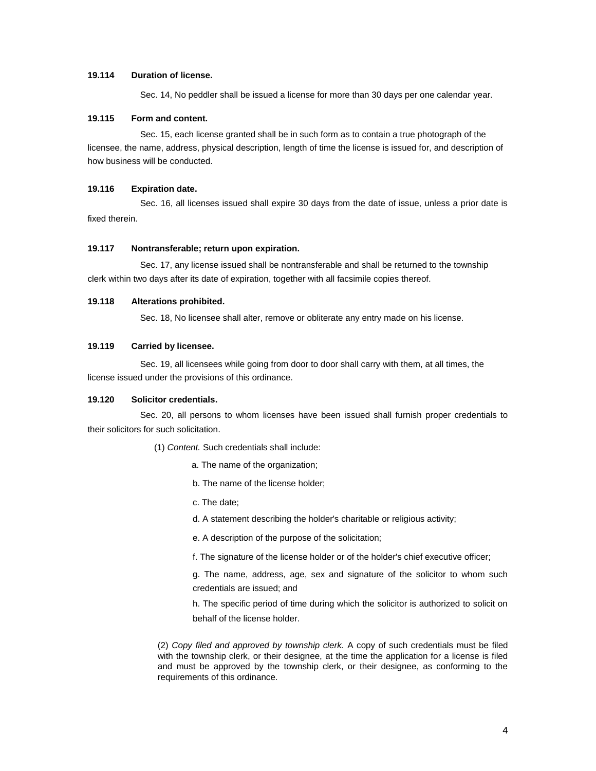**19.114 Duration of license.**

Sec. 14, No peddler shall be issued a license for more than 30 days per one calendar year.

**19.115 Form and content.**

Sec. 15, each license granted shall be in such form as to contain a true photograph of the licensee, the name, address, physical description, length of time the license is issued for, and description of how business will be conducted.

**19.116 Expiration date.**

Sec. 16, all licenses issued shall expire 30 days from the date of issue, unless a prior date is fixed therein.

**19.117 Nontransferable; return upon expiration.**

Sec. 17, any license issued shall be nontransferable and shall be returned to the township clerk within two days after its date of expiration, together with all facsimile copies thereof.

**19.118 Alterations prohibited.**

Sec. 18, No licensee shall alter, remove or obliterate any entry made on his license.

**19.119 Carried by licensee.**

Sec. 19, all licensees while going from door to door shall carry with them, at all times, the license issued under the provisions of this ordinance.

**19.120 Solicitor credentials.**

Sec. 20, all persons to whom licenses have been issued shall furnish proper credentials to their solicitors for such solicitation.

(1) *Content.* Such credentials shall include:

a. The name of the organization;

b. The name of the license holder;

c. The date;

d. A statement describing the holder's charitable or religious activity;

e. A description of the purpose of the solicitation;

f. The signature of the license holder or of the holder's chief executive officer;

g. The name, address, age, sex and signature of the solicitor to whom such credentials are issued; and

h. The specific period of time during which the solicitor is authorized to solicit on behalf of the license holder.

(2) *Copy filed and approved by township clerk.* A copy of such credentials must be filed with the township clerk, or their designee, at the time the application for a license is filed and must be approved by the township clerk, or their designee, as conforming to the requirements of this ordinance.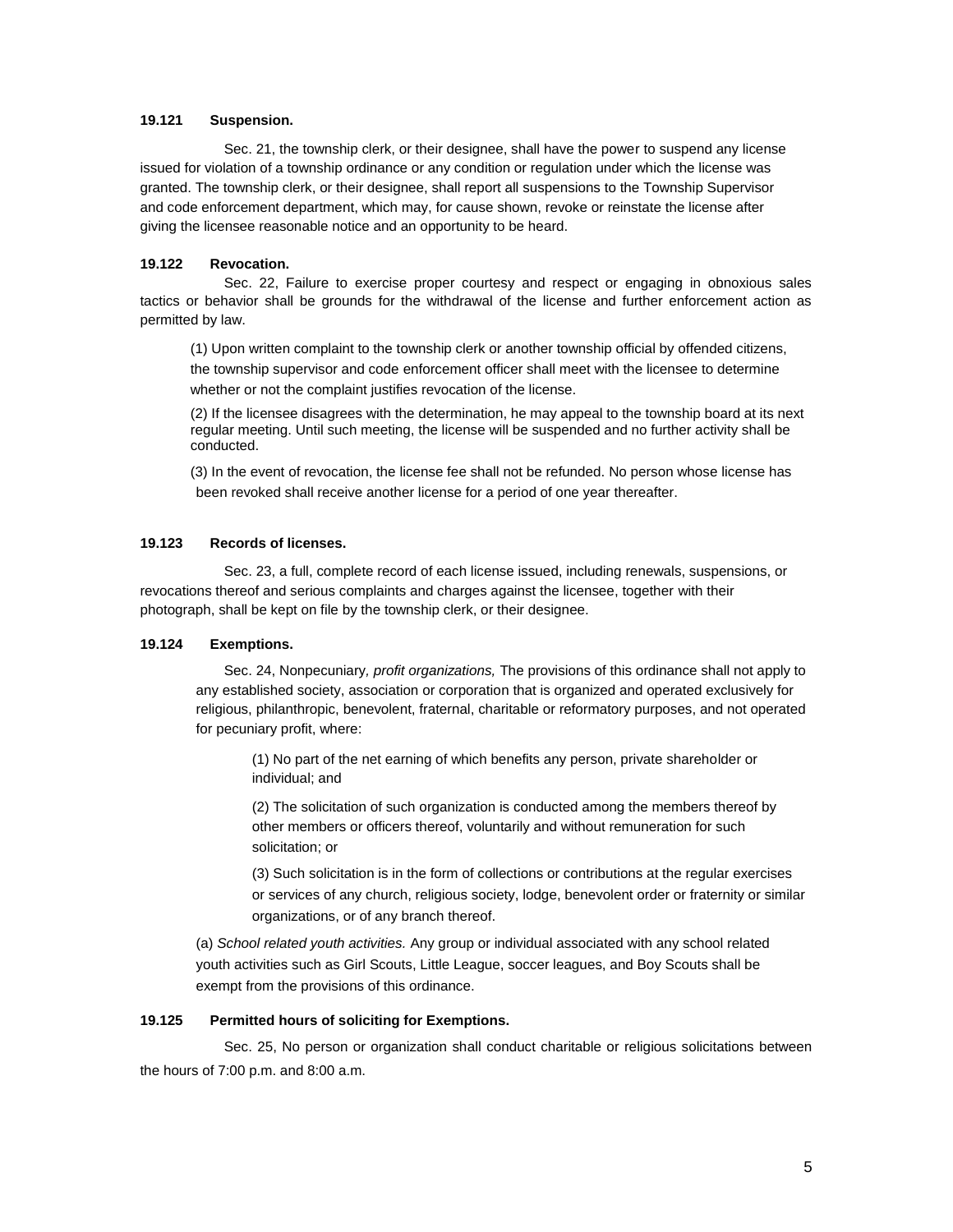**19.121 Suspension.**

Sec. 21, the township clerk, or their designee, shall have the power to suspend any license issued for violation of a township ordinance or any condition or regulation under which the license was granted. The township clerk, or their designee, shall report all suspensions to the Township Supervisor and code enforcement department, which may, for cause shown, revoke or reinstate the license after giving the licensee reasonable notice and an opportunity to be heard.

**19.122 Revocation.**

Sec. 22, Failure to exercise proper courtesy and respect or engaging in obnoxious sales tactics or behavior shall be grounds for the withdrawal of the license and further enforcement action as permitted by law.

(1) Upon written complaint to the township clerk or another township official by offended citizens, the township supervisor and code enforcement officer shall meet with the licensee to determine whether or not the complaint justifies revocation of the license.

(2) If the licensee disagrees with the determination, he may appeal to the township board at its next regular meeting. Until such meeting, the license will be suspended and no further activity shall be conducted.

(3) In the event of revocation, the license fee shall not be refunded. No person whose license has been revoked shall receive another license for a period of one year thereafter.

**19.123 Records of licenses.**

Sec. 23, a full, complete record of each license issued, including renewals, suspensions, or revocations thereof and serious complaints and charges against the licensee, together with their photograph, shall be kept on file by the township clerk, or their designee.

**19.124 Exemptions.**

Sec. 24, Nonpecuniary*, profit organizations,* The provisions of this ordinance shall not apply to any established society, association or corporation that is organized and operated exclusively for religious, philanthropic, benevolent, fraternal, charitable or reformatory purposes, and not operated for pecuniary profit, where:

(1) No part of the net earning of which benefits any person, private shareholder or individual; and

(2) The solicitation of such organization is conducted among the members thereof by other members or officers thereof, voluntarily and without remuneration for such solicitation; or

(3) Such solicitation is in the form of collections or contributions at the regular exercises or services of any church, religious society, lodge, benevolent order or fraternity or similar organizations, or of any branch thereof.

(a) *School related youth activities.* Any group or individual associated with any school related youth activities such as Girl Scouts, Little League, soccer leagues, and Boy Scouts shall be exempt from the provisions of this ordinance.

**19.125 Permitted hours of soliciting for Exemptions.**

Sec. 25, No person or organization shall conduct charitable or religious solicitations between the hours of 7:00 p.m. and 8:00 a.m.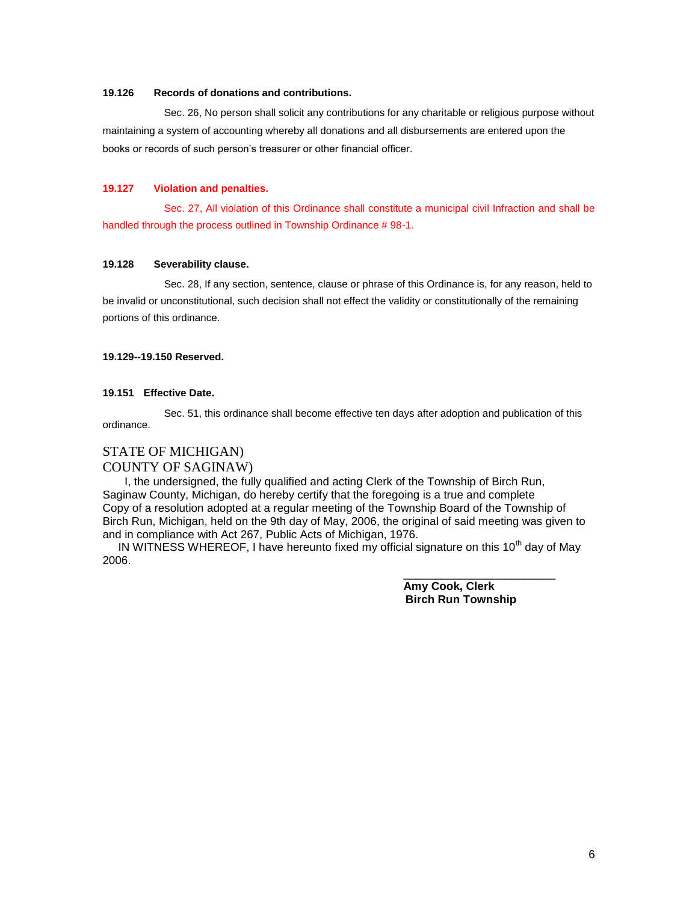**19.126 Records of donations and contributions.**

Sec. 26, No person shall solicit any contributions for any charitable or religious purpose without maintaining a system of accounting whereby all donations and all disbursements are entered upon the books or records of such person's treasurer or other financial officer.

**19.127 Violation and penalties.**

Sec. 27, All violation of this Ordinance shall constitute a municipal civil Infraction and shall be handled through the process outlined in Township Ordinance # 98-1.

**19.128 Severability clause.**

Sec. 28, If any section, sentence, clause or phrase of this Ordinance is, for any reason, held to be invalid or unconstitutional, such decision shall not effect the validity or constitutionally of the remaining portions of this ordinance.

**19.129--19.150 Reserved.**

**19.151 Effective Date.**

Sec. 51, this ordinance shall become effective ten days after adoption and publication of this ordinance.

STATE OF MICHIGAN)
COUNTY OF SAGINAW)

I, the undersigned, the fully qualified and acting Clerk of the Township of Birch Run, Saginaw County, Michigan, do hereby certify that the foregoing is a true and complete Copy of a resolution adopted at a regular meeting of the Township Board of the Township of Birch Run, Michigan, held on the 9th day of May, 2006, the original of said meeting was given to and in compliance with Act 267, Public Acts of Michigan, 1976.

IN WITNESS WHEREOF, I have hereunto fixed my official signature on this 10th day of May 2006.

\_\_\_\_\_\_\_\_\_\_\_\_\_\_\_\_\_\_\_\_\_\_\_\_

**Amy Cook, Clerk**
**Birch Run Township**